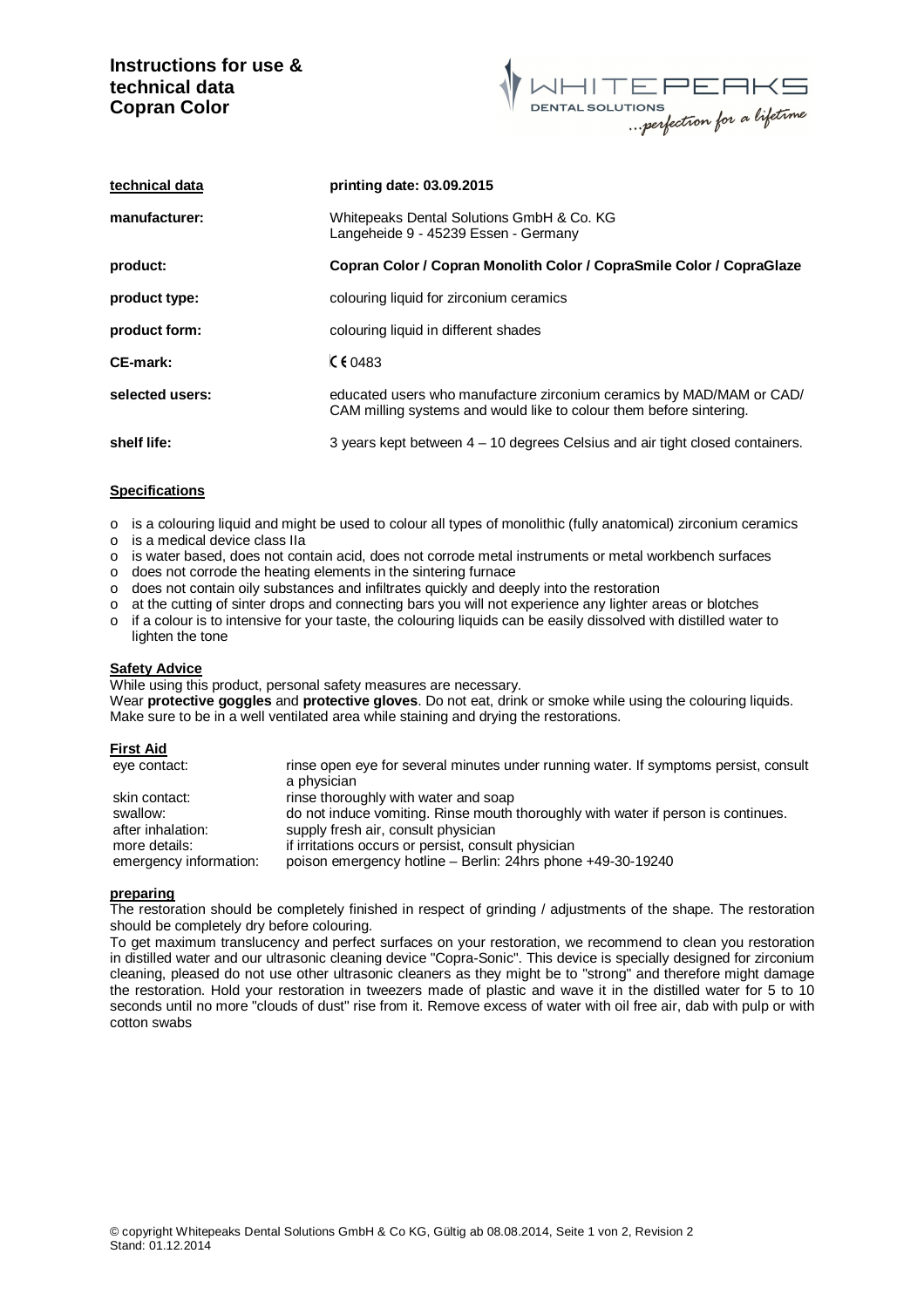# Instructions for use & technical data Copran Color

| **technical data** | **printing date: 03.09.2015** |
|---|---|
| **manufacturer:** | Whitepeaks Dental Solutions GmbH & Co. KG<br>Langeheide 9 - 45239 Essen - Germany |
| **product:** | **Copran Color / Copran Monolith Color / CopraSmile Color / CopraGlaze** |
| **product type:** | colouring liquid for zirconium ceramics |
| **product form:** | colouring liquid in different shades |
| **CE-mark:** | CE 0483 |
| **selected users:** | educated users who manufacture zirconium ceramics by MAD/MAM or CAD/ CAM milling systems and would like to colour them before sintering. |
| **shelf life:** | 3 years kept between 4 – 10 degrees Celsius and air tight closed containers. |

## Specifications

- is a colouring liquid and might be used to colour all types of monolithic (fully anatomical) zirconium ceramics
- is a medical device class IIa
- is water based, does not contain acid, does not corrode metal instruments or metal workbench surfaces
- does not corrode the heating elements in the sintering furnace
- does not contain oily substances and infiltrates quickly and deeply into the restoration
- at the cutting of sinter drops and connecting bars you will not experience any lighter areas or blotches
- if a colour is to intensive for your taste, the colouring liquids can be easily dissolved with distilled water to lighten the tone

## Safety Advice

While using this product, personal safety measures are necessary.
Wear **protective goggles** and **protective gloves**. Do not eat, drink or smoke while using the colouring liquids. Make sure to be in a well ventilated area while staining and drying the restorations.

## First Aid

| | |
|---|---|
| eye contact: | rinse open eye for several minutes under running water. If symptoms persist, consult a physician |
| skin contact: | rinse thoroughly with water and soap |
| swallow: | do not induce vomiting. Rinse mouth thoroughly with water if person is continues. |
| after inhalation: | supply fresh air, consult physician |
| more details: | if irritations occurs or persist, consult physician |
| emergency information: | poison emergency hotline – Berlin: 24hrs phone +49-30-19240 |

## preparing

The restoration should be completely finished in respect of grinding / adjustments of the shape. The restoration should be completely dry before colouring.

To get maximum translucency and perfect surfaces on your restoration, we recommend to clean you restoration in distilled water and our ultrasonic cleaning device "Copra-Sonic". This device is specially designed for zirconium cleaning, pleased do not use other ultrasonic cleaners as they might be to "strong" and therefore might damage the restoration. Hold your restoration in tweezers made of plastic and wave it in the distilled water for 5 to 10 seconds until no more "clouds of dust" rise from it. Remove excess of water with oil free air, dab with pulp or with cotton swabs

© copyright Whitepeaks Dental Solutions GmbH & Co KG, Gültig ab 08.08.2014, Seite 1 von 2, Revision 2
Stand: 01.12.2014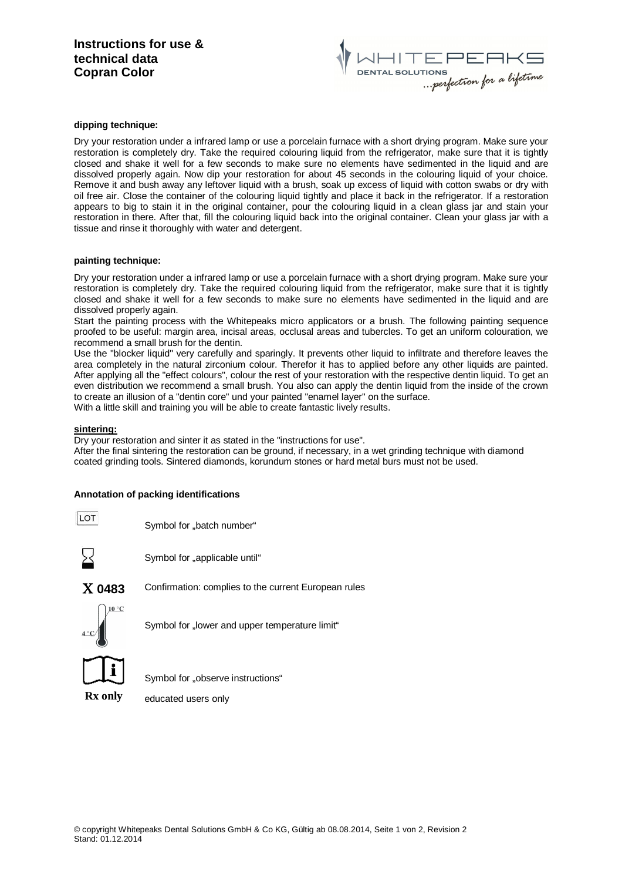# Instructions for use & technical data Copran Color

**dipping technique:**

Dry your restoration under a infrared lamp or use a porcelain furnace with a short drying program. Make sure your restoration is completely dry. Take the required colouring liquid from the refrigerator, make sure that it is tightly closed and shake it well for a few seconds to make sure no elements have sedimented in the liquid and are dissolved properly again. Now dip your restoration for about 45 seconds in the colouring liquid of your choice. Remove it and bush away any leftover liquid with a brush, soak up excess of liquid with cotton swabs or dry with oil free air. Close the container of the colouring liquid tightly and place it back in the refrigerator. If a restoration appears to big to stain it in the original container, pour the colouring liquid in a clean glass jar and stain your restoration in there. After that, fill the colouring liquid back into the original container. Clean your glass jar with a tissue and rinse it thoroughly with water and detergent.

**painting technique:**

Dry your restoration under a infrared lamp or use a porcelain furnace with a short drying program. Make sure your restoration is completely dry. Take the required colouring liquid from the refrigerator, make sure that it is tightly closed and shake it well for a few seconds to make sure no elements have sedimented in the liquid and are dissolved properly again.

Start the painting process with the Whitepeaks micro applicators or a brush. The following painting sequence proofed to be useful: margin area, incisal areas, occlusal areas and tubercles. To get an uniform colouration, we recommend a small brush for the dentin.

Use the "blocker liquid" very carefully and sparingly. It prevents other liquid to infiltrate and therefore leaves the area completely in the natural zirconium colour. Therefor it has to applied before any other liquids are painted. After applying all the "effect colours", colour the rest of your restoration with the respective dentin liquid. To get an even distribution we recommend a small brush. You also can apply the dentin liquid from the inside of the crown to create an illusion of a "dentin core" und your painted "enamel layer" on the surface.

With a little skill and training you will be able to create fantastic lively results.

**sintering:**

Dry your restoration and sinter it as stated in the "instructions for use".

After the final sintering the restoration can be ground, if necessary, in a wet grinding technique with diamond coated grinding tools. Sintered diamonds, korundum stones or hard metal burs must not be used.

**Annotation of packing identifications**

| | |
|---|---|
| LOT | Symbol for „batch number“ |
| (hourglass) | Symbol for „applicable until“ |
| X 0483 | Confirmation: complies to the current European rules |
| 4 °C / 10 °C | Symbol for „lower and upper temperature limit“ |
| i | Symbol for „observe instructions“ |
| Rx only | educated users only |

© copyright Whitepeaks Dental Solutions GmbH & Co KG, Gültig ab 08.08.2014, Seite 1 von 2, Revision 2
Stand: 01.12.2014